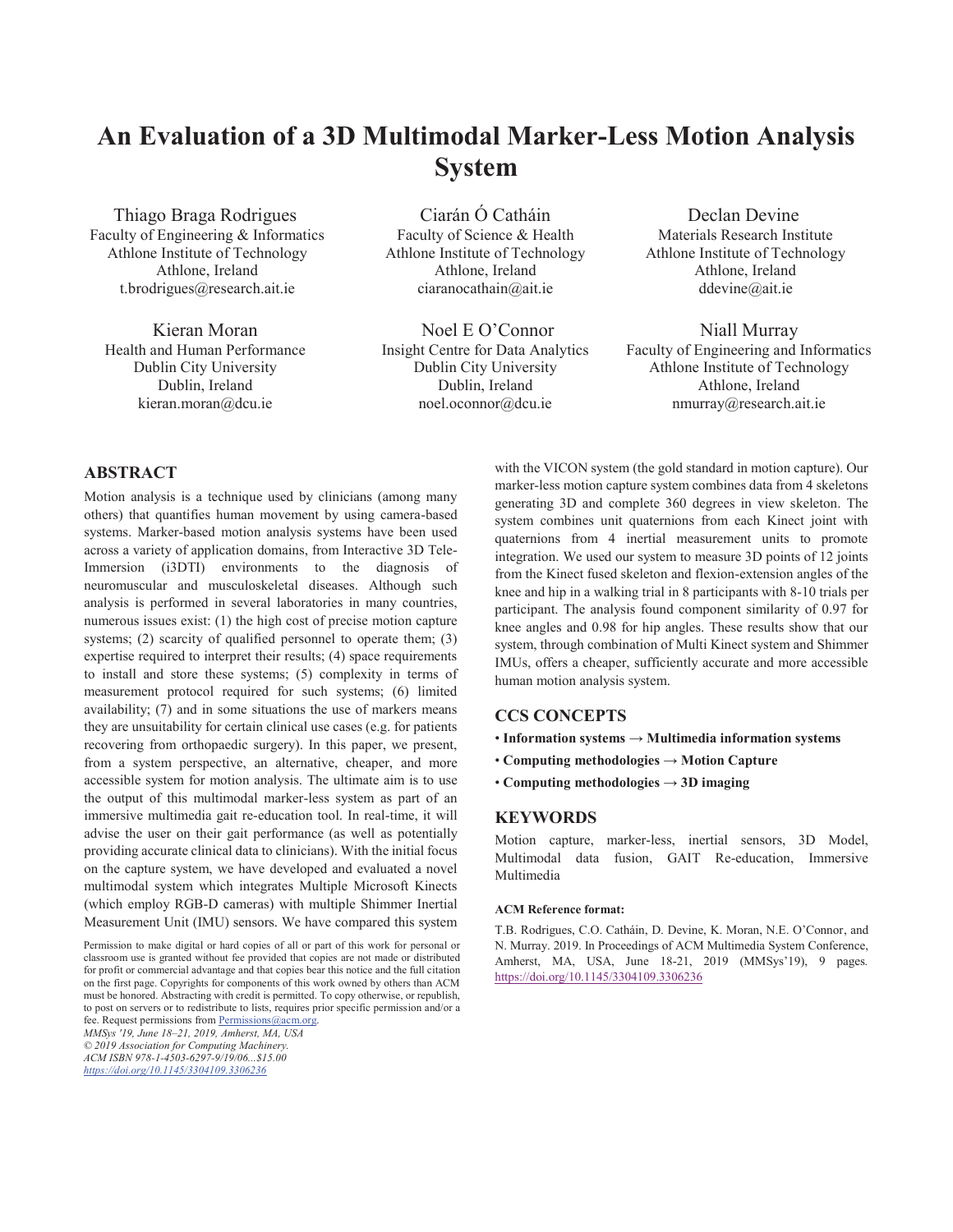# An Evaluation of a 3D Multimodal Marker-Less Motion Analysis System

Thiago Braga Rodrigues
Faculty of Engineering & Informatics
Athlone Institute of Technology
Athlone, Ireland
t.brodrigues@research.ait.ie

Ciarán Ó Catháin
Faculty of Science & Health
Athlone Institute of Technology
Athlone, Ireland
ciaranocathain@ait.ie

Declan Devine
Materials Research Institute
Athlone Institute of Technology
Athlone, Ireland
ddevine@ait.ie

Kieran Moran
Health and Human Performance
Dublin City University
Dublin, Ireland
kieran.moran@dcu.ie

Noel E O'Connor
Insight Centre for Data Analytics
Dublin City University
Dublin, Ireland
noel.oconnor@dcu.ie

Niall Murray
Faculty of Engineering and Informatics
Athlone Institute of Technology
Athlone, Ireland
nmurray@research.ait.ie

## ABSTRACT

Motion analysis is a technique used by clinicians (among many others) that quantifies human movement by using camera-based systems. Marker-based motion analysis systems have been used across a variety of application domains, from Interactive 3D Tele-Immersion (i3DTI) environments to the diagnosis of neuromuscular and musculoskeletal diseases. Although such analysis is performed in several laboratories in many countries, numerous issues exist: (1) the high cost of precise motion capture systems; (2) scarcity of qualified personnel to operate them; (3) expertise required to interpret their results; (4) space requirements to install and store these systems; (5) complexity in terms of measurement protocol required for such systems; (6) limited availability; (7) and in some situations the use of markers means they are unsuitability for certain clinical use cases (e.g. for patients recovering from orthopaedic surgery). In this paper, we present, from a system perspective, an alternative, cheaper, and more accessible system for motion analysis. The ultimate aim is to use the output of this multimodal marker-less system as part of an immersive multimedia gait re-education tool. In real-time, it will advise the user on their gait performance (as well as potentially providing accurate clinical data to clinicians). With the initial focus on the capture system, we have developed and evaluated a novel multimodal system which integrates Multiple Microsoft Kinects (which employ RGB-D cameras) with multiple Shimmer Inertial Measurement Unit (IMU) sensors. We have compared this system with the VICON system (the gold standard in motion capture). Our marker-less motion capture system combines data from 4 skeletons generating 3D and complete 360 degrees in view skeleton. The system combines unit quaternions from each Kinect joint with quaternions from 4 inertial measurement units to promote integration. We used our system to measure 3D points of 12 joints from the Kinect fused skeleton and flexion-extension angles of the knee and hip in a walking trial in 8 participants with 8-10 trials per participant. The analysis found component similarity of 0.97 for knee angles and 0.98 for hip angles. These results show that our system, through combination of Multi Kinect system and Shimmer IMUs, offers a cheaper, sufficiently accurate and more accessible human motion analysis system.

## CCS CONCEPTS

- **Information systems → Multimedia information systems**
- **Computing methodologies → Motion Capture**
- **Computing methodologies → 3D imaging**

## KEYWORDS

Motion capture, marker-less, inertial sensors, 3D Model, Multimodal data fusion, GAIT Re-education, Immersive Multimedia

**ACM Reference format:**

T.B. Rodrigues, C.O. Catháin, D. Devine, K. Moran, N.E. O'Connor, and N. Murray. 2019. In Proceedings of ACM Multimedia System Conference, Amherst, MA, USA, June 18-21, 2019 (MMSys'19), 9 pages. https://doi.org/10.1145/3304109.3306236

Permission to make digital or hard copies of all or part of this work for personal or classroom use is granted without fee provided that copies are not made or distributed for profit or commercial advantage and that copies bear this notice and the full citation on the first page. Copyrights for components of this work owned by others than ACM must be honored. Abstracting with credit is permitted. To copy otherwise, or republish, to post on servers or to redistribute to lists, requires prior specific permission and/or a fee. Request permissions from Permissions@acm.org.
*MMSys '19, June 18–21, 2019, Amherst, MA, USA*
*© 2019 Association for Computing Machinery.*
*ACM ISBN 978-1-4503-6297-9/19/06...$15.00*
*https://doi.org/10.1145/3304109.3306236*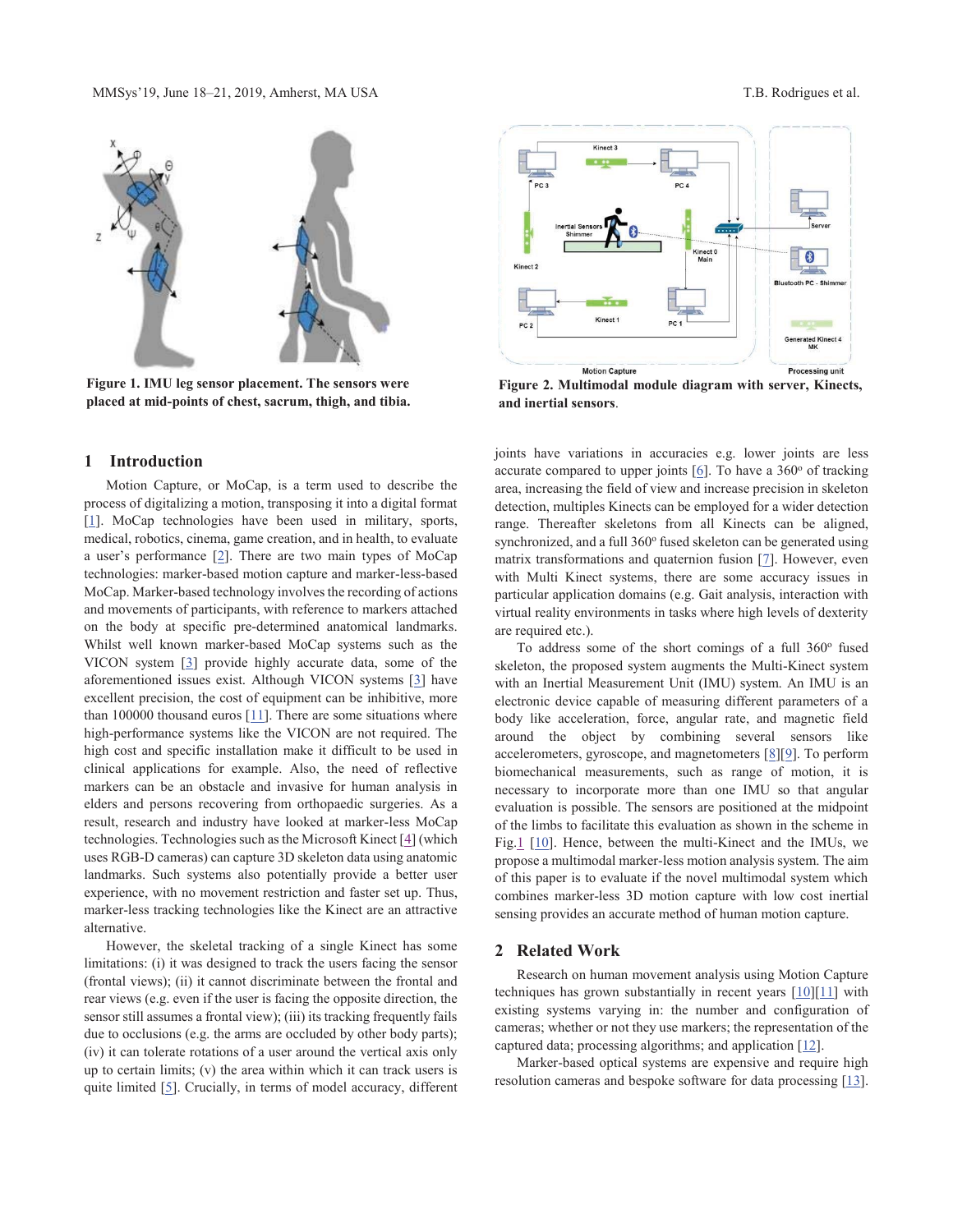Figure 1. IMU leg sensor placement. The sensors were placed at mid-points of chest, sacrum, thigh, and tibia.

Figure 2. Multimodal module diagram with server, Kinects, and inertial sensors.

## 1 Introduction

Motion Capture, or MoCap, is a term used to describe the process of digitalizing a motion, transposing it into a digital format [1]. MoCap technologies have been used in military, sports, medical, robotics, cinema, game creation, and in health, to evaluate a user's performance [2]. There are two main types of MoCap technologies: marker-based motion capture and marker-less-based MoCap. Marker-based technology involves the recording of actions and movements of participants, with reference to markers attached on the body at specific pre-determined anatomical landmarks. Whilst well known marker-based MoCap systems such as the VICON system [3] provide highly accurate data, some of the aforementioned issues exist. Although VICON systems [3] have excellent precision, the cost of equipment can be inhibitive, more than 100000 thousand euros [11]. There are some situations where high-performance systems like the VICON are not required. The high cost and specific installation make it difficult to be used in clinical applications for example. Also, the need of reflective markers can be an obstacle and invasive for human analysis in elders and persons recovering from orthopaedic surgeries. As a result, research and industry have looked at marker-less MoCap technologies. Technologies such as the Microsoft Kinect [4] (which uses RGB-D cameras) can capture 3D skeleton data using anatomic landmarks. Such systems also potentially provide a better user experience, with no movement restriction and faster set up. Thus, marker-less tracking technologies like the Kinect are an attractive alternative.

However, the skeletal tracking of a single Kinect has some limitations: (i) it was designed to track the users facing the sensor (frontal views); (ii) it cannot discriminate between the frontal and rear views (e.g. even if the user is facing the opposite direction, the sensor still assumes a frontal view); (iii) its tracking frequently fails due to occlusions (e.g. the arms are occluded by other body parts); (iv) it can tolerate rotations of a user around the vertical axis only up to certain limits; (v) the area within which it can track users is quite limited [5]. Crucially, in terms of model accuracy, different joints have variations in accuracies e.g. lower joints are less accurate compared to upper joints [6]. To have a 360º of tracking area, increasing the field of view and increase precision in skeleton detection, multiples Kinects can be employed for a wider detection range. Thereafter skeletons from all Kinects can be aligned, synchronized, and a full 360º fused skeleton can be generated using matrix transformations and quaternion fusion [7]. However, even with Multi Kinect systems, there are some accuracy issues in particular application domains (e.g. Gait analysis, interaction with virtual reality environments in tasks where high levels of dexterity are required etc.).

To address some of the short comings of a full 360º fused skeleton, the proposed system augments the Multi-Kinect system with an Inertial Measurement Unit (IMU) system. An IMU is an electronic device capable of measuring different parameters of a body like acceleration, force, angular rate, and magnetic field around the object by combining several sensors like accelerometers, gyroscope, and magnetometers [8][9]. To perform biomechanical measurements, such as range of motion, it is necessary to incorporate more than one IMU so that angular evaluation is possible. The sensors are positioned at the midpoint of the limbs to facilitate this evaluation as shown in the scheme in Fig.1 [10]. Hence, between the multi-Kinect and the IMUs, we propose a multimodal marker-less motion analysis system. The aim of this paper is to evaluate if the novel multimodal system which combines marker-less 3D motion capture with low cost inertial sensing provides an accurate method of human motion capture.

## 2 Related Work

Research on human movement analysis using Motion Capture techniques has grown substantially in recent years [10][11] with existing systems varying in: the number and configuration of cameras; whether or not they use markers; the representation of the captured data; processing algorithms; and application [12].

Marker-based optical systems are expensive and require high resolution cameras and bespoke software for data processing [13].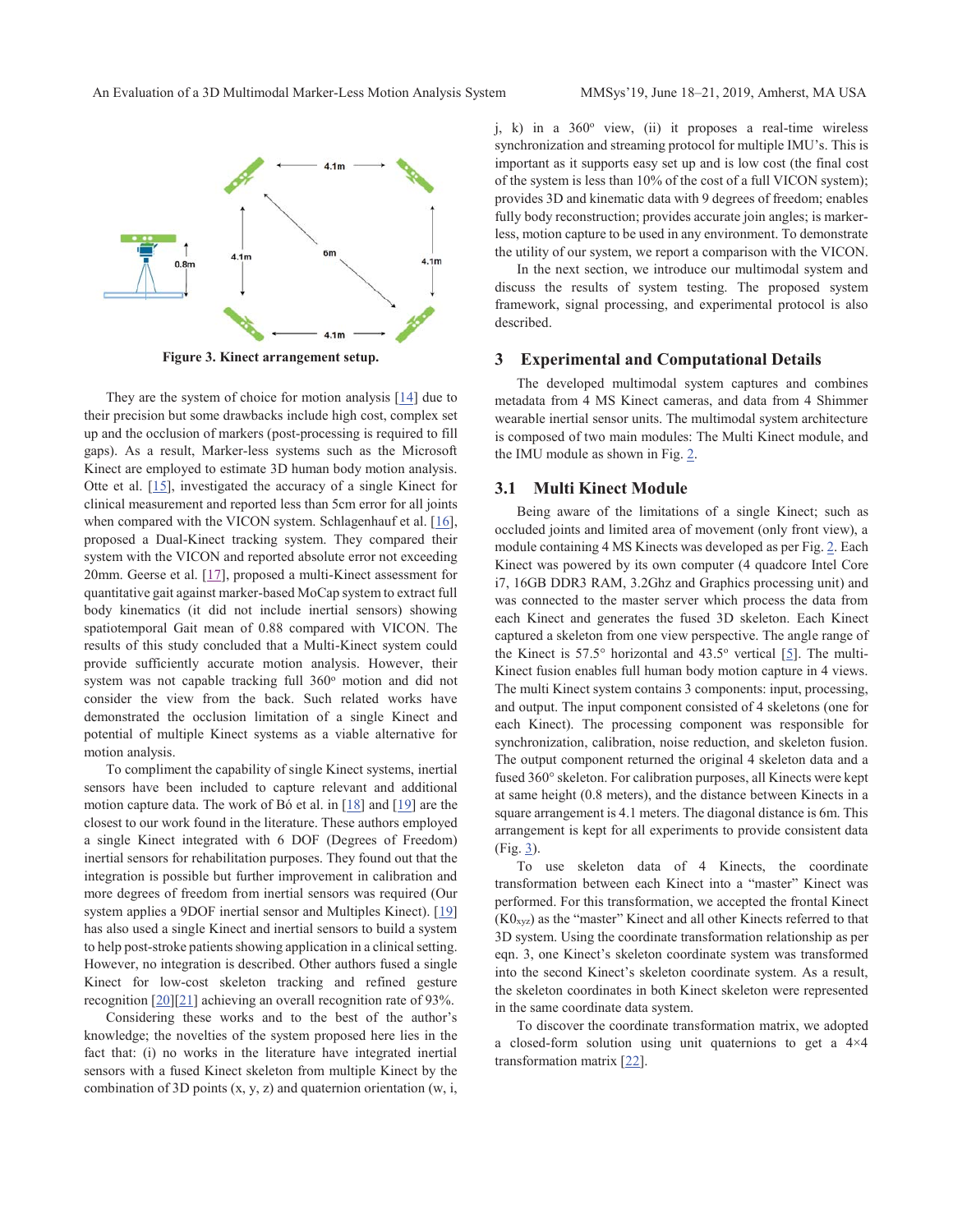Figure 3. Kinect arrangement setup.

They are the system of choice for motion analysis [14] due to their precision but some drawbacks include high cost, complex set up and the occlusion of markers (post-processing is required to fill gaps). As a result, Marker-less systems such as the Microsoft Kinect are employed to estimate 3D human body motion analysis. Otte et al. [15], investigated the accuracy of a single Kinect for clinical measurement and reported less than 5cm error for all joints when compared with the VICON system. Schlagenhauf et al. [16], proposed a Dual-Kinect tracking system. They compared their system with the VICON and reported absolute error not exceeding 20mm. Geerse et al. [17], proposed a multi-Kinect assessment for quantitative gait against marker-based MoCap system to extract full body kinematics (it did not include inertial sensors) showing spatiotemporal Gait mean of 0.88 compared with VICON. The results of this study concluded that a Multi-Kinect system could provide sufficiently accurate motion analysis. However, their system was not capable tracking full 360º motion and did not consider the view from the back. Such related works have demonstrated the occlusion limitation of a single Kinect and potential of multiple Kinect systems as a viable alternative for motion analysis.

To compliment the capability of single Kinect systems, inertial sensors have been included to capture relevant and additional motion capture data. The work of Bó et al. in [18] and [19] are the closest to our work found in the literature. These authors employed a single Kinect integrated with 6 DOF (Degrees of Freedom) inertial sensors for rehabilitation purposes. They found out that the integration is possible but further improvement in calibration and more degrees of freedom from inertial sensors was required (Our system applies a 9DOF inertial sensor and Multiples Kinect). [19] has also used a single Kinect and inertial sensors to build a system to help post-stroke patients showing application in a clinical setting. However, no integration is described. Other authors fused a single Kinect for low-cost skeleton tracking and refined gesture recognition [20][21] achieving an overall recognition rate of 93%.

Considering these works and to the best of the author's knowledge; the novelties of the system proposed here lies in the fact that: (i) no works in the literature have integrated inertial sensors with a fused Kinect skeleton from multiple Kinect by the combination of 3D points (x, y, z) and quaternion orientation (w, i, j, k) in a 360º view, (ii) it proposes a real-time wireless synchronization and streaming protocol for multiple IMU's. This is important as it supports easy set up and is low cost (the final cost of the system is less than 10% of the cost of a full VICON system); provides 3D and kinematic data with 9 degrees of freedom; enables fully body reconstruction; provides accurate join angles; is marker-less, motion capture to be used in any environment. To demonstrate the utility of our system, we report a comparison with the VICON.

In the next section, we introduce our multimodal system and discuss the results of system testing. The proposed system framework, signal processing, and experimental protocol is also described.

## 3 Experimental and Computational Details

The developed multimodal system captures and combines metadata from 4 MS Kinect cameras, and data from 4 Shimmer wearable inertial sensor units. The multimodal system architecture is composed of two main modules: The Multi Kinect module, and the IMU module as shown in Fig. 2.

### 3.1 Multi Kinect Module

Being aware of the limitations of a single Kinect; such as occluded joints and limited area of movement (only front view), a module containing 4 MS Kinects was developed as per Fig. 2. Each Kinect was powered by its own computer (4 quadcore Intel Core i7, 16GB DDR3 RAM, 3.2Ghz and Graphics processing unit) and was connected to the master server which process the data from each Kinect and generates the fused 3D skeleton. Each Kinect captured a skeleton from one view perspective. The angle range of the Kinect is 57.5° horizontal and 43.5º vertical [5]. The multi-Kinect fusion enables full human body motion capture in 4 views. The multi Kinect system contains 3 components: input, processing, and output. The input component consisted of 4 skeletons (one for each Kinect). The processing component was responsible for synchronization, calibration, noise reduction, and skeleton fusion. The output component returned the original 4 skeleton data and a fused 360° skeleton. For calibration purposes, all Kinects were kept at same height (0.8 meters), and the distance between Kinects in a square arrangement is 4.1 meters. The diagonal distance is 6m. This arrangement is kept for all experiments to provide consistent data (Fig. 3).

To use skeleton data of 4 Kinects, the coordinate transformation between each Kinect into a "master" Kinect was performed. For this transformation, we accepted the frontal Kinect ($K0_{xyz}$) as the "master" Kinect and all other Kinects referred to that 3D system. Using the coordinate transformation relationship as per eqn. 3, one Kinect's skeleton coordinate system was transformed into the second Kinect's skeleton coordinate system. As a result, the skeleton coordinates in both Kinect skeleton were represented in the same coordinate data system.

To discover the coordinate transformation matrix, we adopted a closed-form solution using unit quaternions to get a 4×4 transformation matrix [22].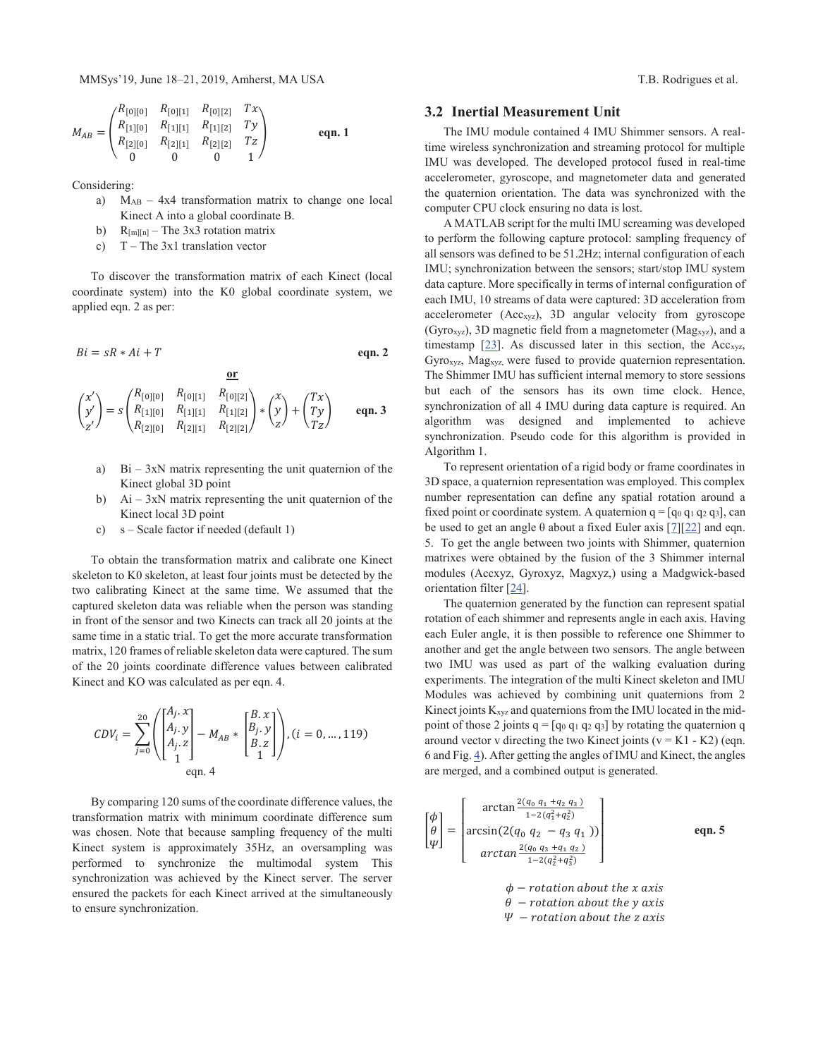$$
M_{AB} = \begin{pmatrix} R_{[0][0]} & R_{[0][1]} & R_{[0][2]} & Tx \\ R_{[1][0]} & R_{[1][1]} & R_{[1][2]} & Ty \\ R_{[2][0]} & R_{[2][1]} & R_{[2][2]} & Tz \\ 0 & 0 & 0 & 1 \end{pmatrix} \quad \textbf{eqn. 1}
$$

Considering:

a) $M_{AB}$ – 4x4 transformation matrix to change one local Kinect A into a global coordinate B.

b) $R_{[m][n]}$ – The 3x3 rotation matrix

c) T – The 3x1 translation vector

To discover the transformation matrix of each Kinect (local coordinate system) into the K0 global coordinate system, we applied eqn. 2 as per:

$$
Bi = sR * Ai + T \quad \textbf{eqn. 2}
$$

**or**

$$
\begin{pmatrix} x' \\ y' \\ z' \end{pmatrix} = s \begin{pmatrix} R_{[0][0]} & R_{[0][1]} & R_{[0][2]} \\ R_{[1][0]} & R_{[1][1]} & R_{[1][2]} \\ R_{[2][0]} & R_{[2][1]} & R_{[2][2]} \end{pmatrix} * \begin{pmatrix} x \\ y \\ z \end{pmatrix} + \begin{pmatrix} Tx \\ Ty \\ Tz \end{pmatrix} \quad \textbf{eqn. 3}
$$

a) Bi – 3xN matrix representing the unit quaternion of the Kinect global 3D point

b) Ai – 3xN matrix representing the unit quaternion of the Kinect local 3D point

c) s – Scale factor if needed (default 1)

To obtain the transformation matrix and calibrate one Kinect skeleton to K0 skeleton, at least four joints must be detected by the two calibrating Kinect at the same time. We assumed that the captured skeleton data was reliable when the person was standing in front of the sensor and two Kinects can track all 20 joints at the same time in a static trial. To get the more accurate transformation matrix, 120 frames of reliable skeleton data were captured. The sum of the 20 joints coordinate difference values between calibrated Kinect and KO was calculated as per eqn. 4.

$$
CDV_i = \sum_{j=0}^{20} \left( \begin{bmatrix} A_j.x \\ A_j.y \\ A_j.z \\ 1 \end{bmatrix} - M_{AB} * \begin{bmatrix} B.x \\ B_j.y \\ B.z \\ 1 \end{bmatrix} \right), (i = 0, \ldots, 119)
$$

eqn. 4

By comparing 120 sums of the coordinate difference values, the transformation matrix with minimum coordinate difference sum was chosen. Note that because sampling frequency of the multi Kinect system is approximately 35Hz, an oversampling was performed to synchronize the multimodal system This synchronization was achieved by the Kinect server. The server ensured the packets for each Kinect arrived at the simultaneously to ensure synchronization.

## 3.2 Inertial Measurement Unit

The IMU module contained 4 IMU Shimmer sensors. A real-time wireless synchronization and streaming protocol for multiple IMU was developed. The developed protocol fused in real-time accelerometer, gyroscope, and magnetometer data and generated the quaternion orientation. The data was synchronized with the computer CPU clock ensuring no data is lost.

A MATLAB script for the multi IMU screaming was developed to perform the following capture protocol: sampling frequency of all sensors was defined to be 51.2Hz; internal configuration of each IMU; synchronization between the sensors; start/stop IMU system data capture. More specifically in terms of internal configuration of each IMU, 10 streams of data were captured: 3D acceleration from accelerometer ($Acc_{xyz}$), 3D angular velocity from gyroscope ($Gyro_{xyz}$), 3D magnetic field from a magnetometer ($Mag_{xyz}$), and a timestamp [23]. As discussed later in this section, the $Acc_{xyz}$, $Gyro_{xyz}$, $Mag_{xyz}$, were fused to provide quaternion representation. The Shimmer IMU has sufficient internal memory to store sessions but each of the sensors has its own time clock. Hence, synchronization of all 4 IMU during data capture is required. An algorithm was designed and implemented to achieve synchronization. Pseudo code for this algorithm is provided in Algorithm 1.

To represent orientation of a rigid body or frame coordinates in 3D space, a quaternion representation was employed. This complex number representation can define any spatial rotation around a fixed point or coordinate system. A quaternion $q = [q_0\ q_1\ q_2\ q_3]$, can be used to get an angle θ about a fixed Euler axis [7][22] and eqn. 5. To get the angle between two joints with Shimmer, quaternion matrixes were obtained by the fusion of the 3 Shimmer internal modules (Accxyz, Gyroxyz, Magxyz,) using a Madgwick-based orientation filter [24].

The quaternion generated by the function can represent spatial rotation of each shimmer and represents angle in each axis. Having each Euler angle, it is then possible to reference one Shimmer to another and get the angle between two sensors. The angle between two IMU was used as part of the walking evaluation during experiments. The integration of the multi Kinect skeleton and IMU Modules was achieved by combining unit quaternions from 2 Kinect joints $K_{xyz}$ and quaternions from the IMU located in the mid-point of those 2 joints $q = [q_0\ q_1\ q_2\ q_3]$ by rotating the quaternion q around vector v directing the two Kinect joints (v = K1 - K2) (eqn. 6 and Fig. 4). After getting the angles of IMU and Kinect, the angles are merged, and a combined output is generated.

$$
\begin{bmatrix} \phi \\ \theta \\ \Psi \end{bmatrix} = \begin{bmatrix} \arctan \frac{2(q_0\ q_1\ + q_2\ q_3\ )}{1-2(q_1^2 + q_2^2)} \\ \arcsin(2(q_0\ q_2\ - q_3\ q_1\ )) \\ \arctan \frac{2(q_0\ q_3\ + q_1\ q_2\ )}{1-2(q_2^2 + q_3^2)} \end{bmatrix} \quad \textbf{eqn. 5}
$$

$\phi$ − *rotation about the x axis*
$\theta$ − *rotation about the y axis*
$\Psi$ − *rotation about the z axis*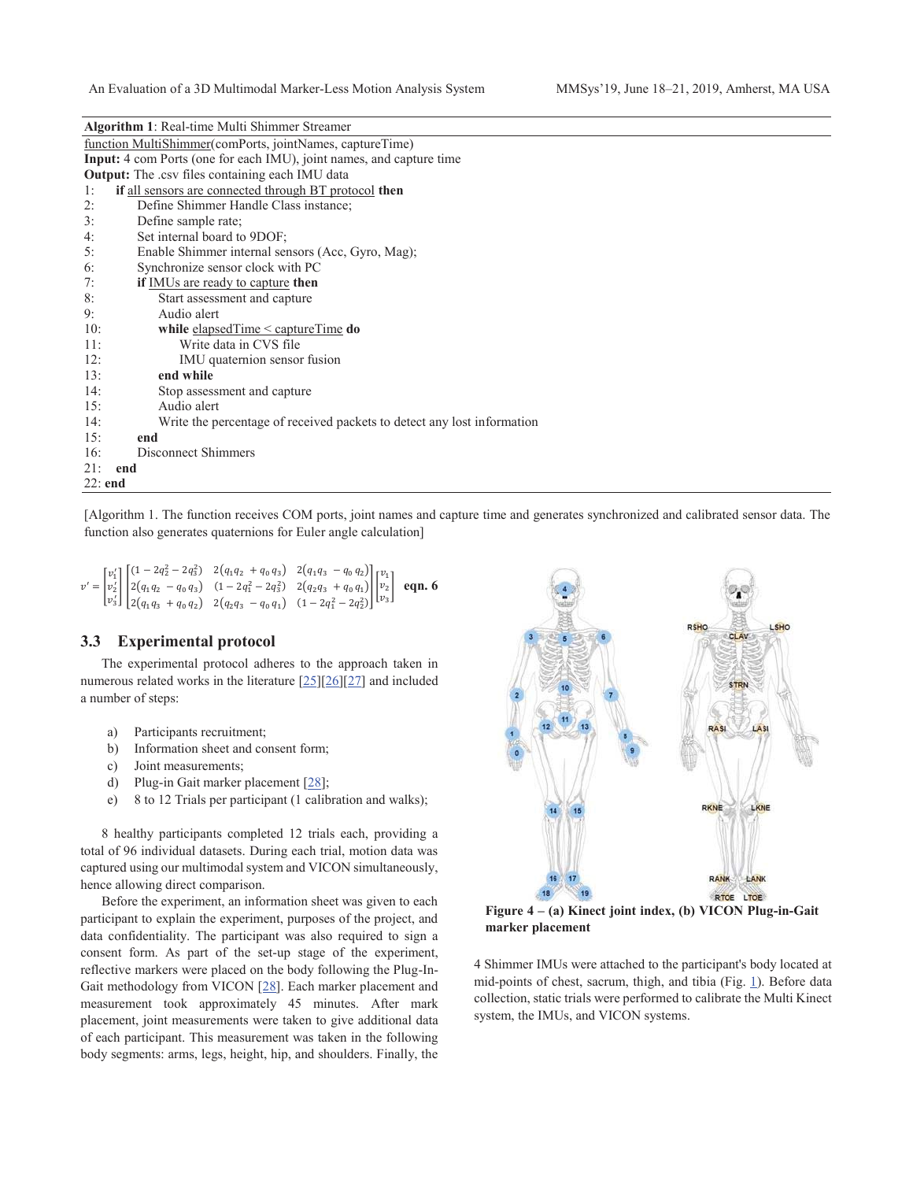**Algorithm 1**: Real-time Multi Shimmer Streamer

```
function MultiShimmer(comPorts, jointNames, captureTime)
Input: 4 com Ports (one for each IMU), joint names, and capture time
Output: The .csv files containing each IMU data
1:   if all sensors are connected through BT protocol then
2:       Define Shimmer Handle Class instance;
3:       Define sample rate;
4:       Set internal board to 9DOF;
5:       Enable Shimmer internal sensors (Acc, Gyro, Mag);
6:       Synchronize sensor clock with PC
7:       if IMUs are ready to capture then
8:           Start assessment and capture
9:           Audio alert
10:          while elapsedTime < captureTime do
11:              Write data in CVS file
12:              IMU quaternion sensor fusion
13:          end while
14:          Stop assessment and capture
15:          Audio alert
14:          Write the percentage of received packets to detect any lost information
15:      end
16:      Disconnect Shimmers
21:  end
22: end
```

[Algorithm 1. The function receives COM ports, joint names and capture time and generates synchronized and calibrated sensor data. The function also generates quaternions for Euler angle calculation]

$$v' = \begin{bmatrix} v_1' \\ v_2' \\ v_3' \end{bmatrix} \begin{bmatrix} (1 - 2q_2^2 - 2q_3^2) & 2(q_1 q_2 + q_0 q_3) & 2(q_1 q_3 - q_0 q_2) \\ 2(q_1 q_2 - q_0 q_3) & (1 - 2q_1^2 - 2q_3^2) & 2(q_2 q_3 + q_0 q_1) \\ 2(q_1 q_3 + q_0 q_2) & 2(q_2 q_3 - q_0 q_1) & (1 - 2q_1^2 - 2q_2^2) \end{bmatrix} \begin{bmatrix} v_1 \\ v_2 \\ v_3 \end{bmatrix} \quad \textbf{eqn. 6}$$

## 3.3 Experimental protocol

The experimental protocol adheres to the approach taken in numerous related works in the literature [25][26][27] and included a number of steps:

a) Participants recruitment;
b) Information sheet and consent form;
c) Joint measurements;
d) Plug-in Gait marker placement [28];
e) 8 to 12 Trials per participant (1 calibration and walks);

8 healthy participants completed 12 trials each, providing a total of 96 individual datasets. During each trial, motion data was captured using our multimodal system and VICON simultaneously, hence allowing direct comparison.

Before the experiment, an information sheet was given to each participant to explain the experiment, purposes of the project, and data confidentiality. The participant was also required to sign a consent form. As part of the set-up stage of the experiment, reflective markers were placed on the body following the Plug-In-Gait methodology from VICON [28]. Each marker placement and measurement took approximately 45 minutes. After mark placement, joint measurements were taken to give additional data of each participant. This measurement was taken in the following body segments: arms, legs, height, hip, and shoulders. Finally, the 4 Shimmer IMUs were attached to the participant's body located at mid-points of chest, sacrum, thigh, and tibia (Fig. 1). Before data collection, static trials were performed to calibrate the Multi Kinect system, the IMUs, and VICON systems.

**Figure 4 – (a) Kinect joint index, (b) VICON Plug-in-Gait marker placement**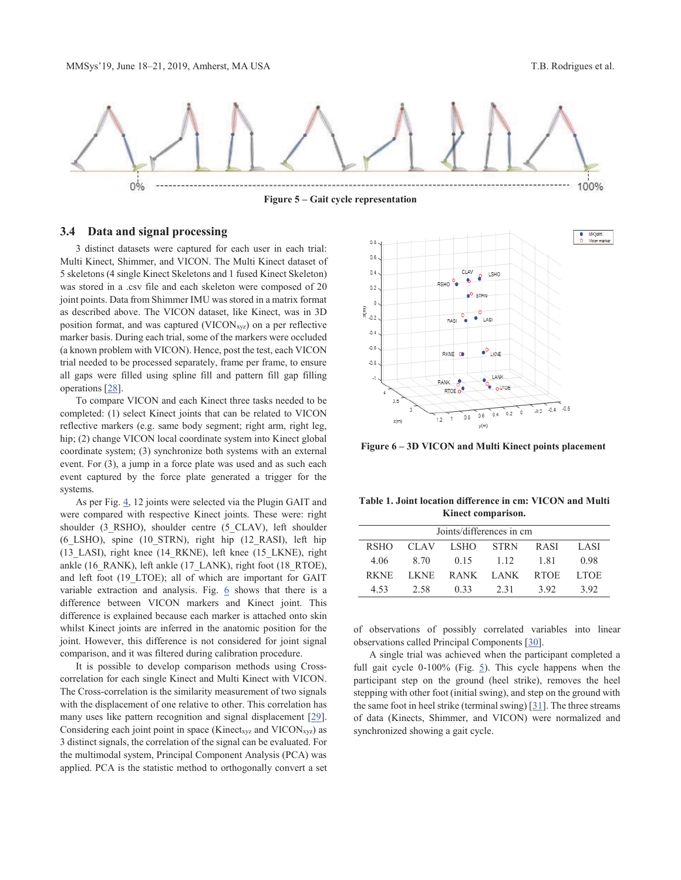Figure 5 – Gait cycle representation

### 3.4 Data and signal processing

3 distinct datasets were captured for each user in each trial: Multi Kinect, Shimmer, and VICON. The Multi Kinect dataset of 5 skeletons (4 single Kinect Skeletons and 1 fused Kinect Skeleton) was stored in a .csv file and each skeleton were composed of 20 joint points. Data from Shimmer IMU was stored in a matrix format as described above. The VICON dataset, like Kinect, was in 3D position format, and was captured ($VICON_{xyz}$) on a per reflective marker basis. During each trial, some of the markers were occluded (a known problem with VICON). Hence, post the test, each VICON trial needed to be processed separately, frame per frame, to ensure all gaps were filled using spline fill and pattern fill gap filling operations [28].

To compare VICON and each Kinect three tasks needed to be completed: (1) select Kinect joints that can be related to VICON reflective markers (e.g. same body segment; right arm, right leg, hip; (2) change VICON local coordinate system into Kinect global coordinate system; (3) synchronize both systems with an external event. For (3), a jump in a force plate was used and as such each event captured by the force plate generated a trigger for the systems.

As per Fig. 4, 12 joints were selected via the Plugin GAIT and were compared with respective Kinect joints. These were: right shoulder (3_RSHO), shoulder centre (5_CLAV), left shoulder (6_LSHO), spine (10_STRN), right hip (12_RASI), left hip (13_LASI), right knee (14_RKNE), left knee (15_LKNE), right ankle (16_RANK), left ankle (17_LANK), right foot (18_RTOE), and left foot (19_LTOE); all of which are important for GAIT variable extraction and analysis. Fig. 6 shows that there is a difference between VICON markers and Kinect joint. This difference is explained because each marker is attached onto skin whilst Kinect joints are inferred in the anatomic position for the joint. However, this difference is not considered for joint signal comparison, and it was filtered during calibration procedure.

It is possible to develop comparison methods using Cross-correlation for each single Kinect and Multi Kinect with VICON. The Cross-correlation is the similarity measurement of two signals with the displacement of one relative to other. This correlation has many uses like pattern recognition and signal displacement [29]. Considering each joint point in space ($Kinect_{xyz}$ and $VICON_{xyz}$) as 3 distinct signals, the correlation of the signal can be evaluated. For the multimodal system, Principal Component Analysis (PCA) was applied. PCA is the statistic method to orthogonally convert a set of observations of possibly correlated variables into linear observations called Principal Components [30].

Figure 6 – 3D VICON and Multi Kinect points placement

**Table 1. Joint location difference in cm: VICON and Multi Kinect comparison.**

| Joints/differences in cm | | | | | |
|---|---|---|---|---|---|
| RSHO | CLAV | LSHO | STRN | RASI | LASI |
| 4.06 | 8.70 | 0.15 | 1.12 | 1.81 | 0.98 |
| RKNE | LKNE | RANK | LANK | RTOE | LTOE |
| 4.53 | 2.58 | 0.33 | 2.31 | 3.92 | 3.92 |

A single trial was achieved when the participant completed a full gait cycle 0-100% (Fig. 5). This cycle happens when the participant step on the ground (heel strike), removes the heel stepping with other foot (initial swing), and step on the ground with the same foot in heel strike (terminal swing) [31]. The three streams of data (Kinects, Shimmer, and VICON) were normalized and synchronized showing a gait cycle.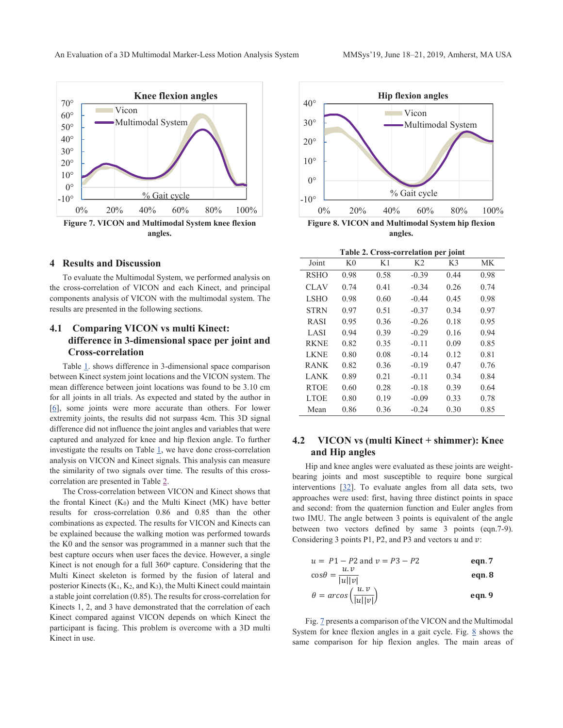Figure 7. VICON and Multimodal System knee flexion angles.

Figure 8. VICON and Multimodal System hip flexion angles.

## 4 Results and Discussion

To evaluate the Multimodal System, we performed analysis on the cross-correlation of VICON and each Kinect, and principal components analysis of VICON with the multimodal system. The results are presented in the following sections.

### 4.1 Comparing VICON vs multi Kinect: difference in 3-dimensional space per joint and Cross-correlation

Table 1. shows difference in 3-dimensional space comparison between Kinect system joint locations and the VICON system. The mean difference between joint locations was found to be 3.10 cm for all joints in all trials. As expected and stated by the author in [6], some joints were more accurate than others. For lower extremity joints, the results did not surpass 4cm. This 3D signal difference did not influence the joint angles and variables that were captured and analyzed for knee and hip flexion angle. To further investigate the results on Table 1, we have done cross-correlation analysis on VICON and Kinect signals. This analysis can measure the similarity of two signals over time. The results of this cross-correlation are presented in Table 2.

The Cross-correlation between VICON and Kinect shows that the frontal Kinect ($K_0$) and the Multi Kinect (MK) have better results for cross-correlation 0.86 and 0.85 than the other combinations as expected. The results for VICON and Kinects can be explained because the walking motion was performed towards the K0 and the sensor was programmed in a manner such that the best capture occurs when user faces the device. However, a single Kinect is not enough for a full 360° capture. Considering that the Multi Kinect skeleton is formed by the fusion of lateral and posterior Kinects ($K_1$, $K_2$, and $K_3$), the Multi Kinect could maintain a stable joint correlation (0.85). The results for cross-correlation for Kinects 1, 2, and 3 have demonstrated that the correlation of each Kinect compared against VICON depends on which Kinect the participant is facing. This problem is overcome with a 3D multi Kinect in use.

**Table 2. Cross-correlation per joint**

| Joint | K0 | K1 | K2 | K3 | MK |
|---|---|---|---|---|---|
| RSHO | 0.98 | 0.58 | -0.39 | 0.44 | 0.98 |
| CLAV | 0.74 | 0.41 | -0.34 | 0.26 | 0.74 |
| LSHO | 0.98 | 0.60 | -0.44 | 0.45 | 0.98 |
| STRN | 0.97 | 0.51 | -0.37 | 0.34 | 0.97 |
| RASI | 0.95 | 0.36 | -0.26 | 0.18 | 0.95 |
| LASI | 0.94 | 0.39 | -0.29 | 0.16 | 0.94 |
| RKNE | 0.82 | 0.35 | -0.11 | 0.09 | 0.85 |
| LKNE | 0.80 | 0.08 | -0.14 | 0.12 | 0.81 |
| RANK | 0.82 | 0.36 | -0.19 | 0.47 | 0.76 |
| LANK | 0.89 | 0.21 | -0.11 | 0.34 | 0.84 |
| RTOE | 0.60 | 0.28 | -0.18 | 0.39 | 0.64 |
| LTOE | 0.80 | 0.19 | -0.09 | 0.33 | 0.78 |
| Mean | 0.86 | 0.36 | -0.24 | 0.30 | 0.85 |

### 4.2 VICON vs (multi Kinect + shimmer): Knee and Hip angles

Hip and knee angles were evaluated as these joints are weight-bearing joints and most susceptible to require bone surgical interventions [32]. To evaluate angles from all data sets, two approaches were used: first, having three distinct points in space and second: from the quaternion function and Euler angles from two IMU. The angle between 3 points is equivalent of the angle between two vectors defined by same 3 points (eqn.7-9). Considering 3 points P1, P2, and P3 and vectors $u$ and $v$:

$$u = P1 - P2 \text{ and } v = P3 - P2 \qquad \textbf{eqn. 7}$$

$$\cos\theta = \frac{u.v}{|u||v|} \qquad \textbf{eqn. 8}$$

$$\theta = arcos\left(\frac{u.v}{|u||v|}\right) \qquad \textbf{eqn. 9}$$

Fig. 7 presents a comparison of the VICON and the Multimodal System for knee flexion angles in a gait cycle. Fig. 8 shows the same comparison for hip flexion angles. The main areas of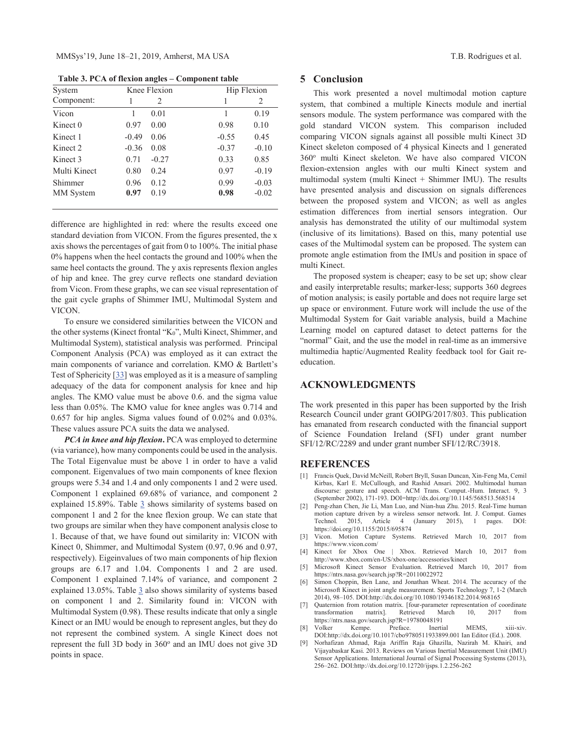**Table 3. PCA of flexion angles – Component table**

| System | Knee Flexion | | Hip Flexion | |
|---|---|---|---|---|
| Component: | 1 | 2 | 1 | 2 |
| Vicon | 1 | 0.01 | 1 | 0.19 |
| Kinect 0 | 0.97 | 0.00 | 0.98 | 0.10 |
| Kinect 1 | -0.49 | 0.06 | -0.55 | 0.45 |
| Kinect 2 | -0.36 | 0.08 | -0.37 | -0.10 |
| Kinect 3 | 0.71 | -0.27 | 0.33 | 0.85 |
| Multi Kinect | 0.80 | 0.24 | 0.97 | -0.19 |
| Shimmer | 0.96 | 0.12 | 0.99 | -0.03 |
| MM System | **0.97** | 0.19 | **0.98** | -0.02 |

difference are highlighted in red: where the results exceed one standard deviation from VICON. From the figures presented, the x axis shows the percentages of gait from 0 to 100%. The initial phase 0% happens when the heel contacts the ground and 100% when the same heel contacts the ground. The y axis represents flexion angles of hip and knee. The grey curve reflects one standard deviation from Vicon. From these graphs, we can see visual representation of the gait cycle graphs of Shimmer IMU, Multimodal System and VICON.

To ensure we considered similarities between the VICON and the other systems (Kinect frontal "$K_0$", Multi Kinect, Shimmer, and Multimodal System), statistical analysis was performed. Principal Component Analysis (PCA) was employed as it can extract the main components of variance and correlation. KMO & Bartlett's Test of Sphericity [33] was employed as it is a measure of sampling adequacy of the data for component analysis for knee and hip angles. The KMO value must be above 0.6. and the sigma value less than 0.05%. The KMO value for knee angles was 0.714 and 0.657 for hip angles. Sigma values found of 0.02% and 0.03%. These values assure PCA suits the data we analysed.

***PCA in knee and hip flexion*.** PCA was employed to determine (via variance), how many components could be used in the analysis. The Total Eigenvalue must be above 1 in order to have a valid component. Eigenvalues of two main components of knee flexion groups were 5.34 and 1.4 and only components 1 and 2 were used. Component 1 explained 69.68% of variance, and component 2 explained 15.89%. Table 3 shows similarity of systems based on component 1 and 2 for the knee flexion group. We can state that two groups are similar when they have component analysis close to 1. Because of that, we have found out similarity in: VICON with Kinect 0, Shimmer, and Multimodal System (0.97, 0.96 and 0.97, respectively). Eigeinvalues of two main components of hip flexion groups are 6.17 and 1.04. Components 1 and 2 are used. Component 1 explained 7.14% of variance, and component 2 explained 13.05%. Table 3 also shows similarity of systems based on component 1 and 2. Similarity found in: VICON with Multimodal System (0.98). These results indicate that only a single Kinect or an IMU would be enough to represent angles, but they do not represent the combined system. A single Kinect does not represent the full 3D body in 360° and an IMU does not give 3D points in space.

## 5 Conclusion

This work presented a novel multimodal motion capture system, that combined a multiple Kinects module and inertial sensors module. The system performance was compared with the gold standard VICON system. This comparison included comparing VICON signals against all possible multi Kinect 3D Kinect skeleton composed of 4 physical Kinects and 1 generated 360° multi Kinect skeleton. We have also compared VICON flexion-extension angles with our multi Kinect system and multimodal system (multi Kinect + Shimmer IMU). The results have presented analysis and discussion on signals differences between the proposed system and VICON; as well as angles estimation differences from inertial sensors integration. Our analysis has demonstrated the utility of our multimodal system (inclusive of its limitations). Based on this, many potential use cases of the Multimodal system can be proposed. The system can promote angle estimation from the IMUs and position in space of multi Kinect.

The proposed system is cheaper; easy to be set up; show clear and easily interpretable results; marker-less; supports 360 degrees of motion analysis; is easily portable and does not require large set up space or environment. Future work will include the use of the Multimodal System for Gait variable analysis, build a Machine Learning model on captured dataset to detect patterns for the "normal" Gait, and the use the model in real-time as an immersive multimedia haptic/Augmented Reality feedback tool for Gait re-education.

## ACKNOWLEDGMENTS

The work presented in this paper has been supported by the Irish Research Council under grant GOIPG/2017/803. This publication has emanated from research conducted with the financial support of Science Foundation Ireland (SFI) under grant number SFI/12/RC/2289 and under grant number SFI/12/RC/3918.

## REFERENCES

[1] Francis Quek, David McNeill, Robert Bryll, Susan Duncan, Xin-Feng Ma, Cemil Kirbas, Karl E. McCullough, and Rashid Ansari. 2002. Multimodal human discourse: gesture and speech. ACM Trans. Comput.-Hum. Interact. 9, 3 (September 2002), 171-193. DOI=http://dx.doi.org/10.1145/568513.568514

[2] Peng-zhan Chen, Jie Li, Man Luo, and Nian-hua Zhu. 2015. Real-Time human motion capture driven by a wireless sensor network. Int. J. Comput. Games Technol. 2015, Article 4 (January 2015), 1 pages. DOI: https://doi.org/10.1155/2015/695874

[3] Vicon. Motion Capture Systems. Retrieved March 10, 2017 from https://www.vicon.com/

[4] Kinect for Xbox One | Xbox. Retrieved March 10, 2017 from http://www.xbox.com/en-US/xbox-one/accessories/kinect

[5] Microsoft Kinect Sensor Evaluation. Retrieved March 10, 2017 from https://ntrs.nasa.gov/search.jsp?R=20110022972

[6] Simon Choppin, Ben Lane, and Jonathan Wheat. 2014. The accuracy of the Microsoft Kinect in joint angle measurement. Sports Technology 7, 1-2 (March 2014), 98–105. DOI:http://dx.doi.org/10.1080/19346182.2014.968165

[7] Quaternion from rotation matrix. [four-parameter representation of coordinate transformation matrix]. Retrieved March 10, 2017 from https://ntrs.nasa.gov/search.jsp?R=19780048191

[8] Volker Kempe. Preface. Inertial MEMS, xiii-xiv. DOI:http://dx.doi.org/10.1017/cbo9780511933899.001 Ian Editor (Ed.). 2008.

[9] Norhafizan Ahmad, Raja Ariffin Raja Ghazilla, Nazirah M. Khairi, and Vijayabaskar Kasi. 2013. Reviews on Various Inertial Measurement Unit (IMU) Sensor Applications. International Journal of Signal Processing Systems (2013), 256–262. DOI:http://dx.doi.org/10.12720/ijsps.1.2.256-262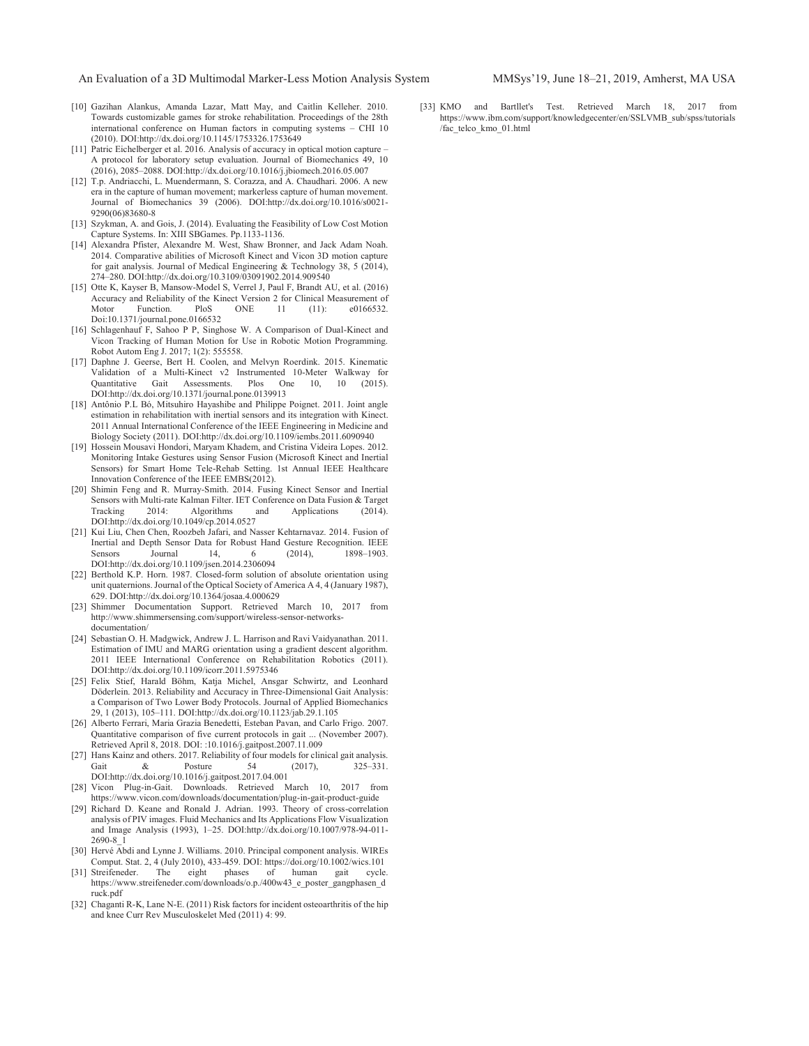[10] Gazihan Alankus, Amanda Lazar, Matt May, and Caitlin Kelleher. 2010. Towards customizable games for stroke rehabilitation. Proceedings of the 28th international conference on Human factors in computing systems – CHI 10 (2010). DOI:http://dx.doi.org/10.1145/1753326.1753649

[11] Patric Eichelberger et al. 2016. Analysis of accuracy in optical motion capture – A protocol for laboratory setup evaluation. Journal of Biomechanics 49, 10 (2016), 2085–2088. DOI:http://dx.doi.org/10.1016/j.jbiomech.2016.05.007

[12] T.p. Andriacchi, L. Muendermann, S. Corazza, and A. Chaudhari. 2006. A new era in the capture of human movement; markerless capture of human movement. Journal of Biomechanics 39 (2006). DOI:http://dx.doi.org/10.1016/s0021-9290(06)83680-8

[13] Szykman, A. and Gois, J. (2014). Evaluating the Feasibility of Low Cost Motion Capture Systems. In: XIII SBGames. Pp.1133-1136.

[14] Alexandra Pfister, Alexandre M. West, Shaw Bronner, and Jack Adam Noah. 2014. Comparative abilities of Microsoft Kinect and Vicon 3D motion capture for gait analysis. Journal of Medical Engineering & Technology 38, 5 (2014), 274–280. DOI:http://dx.doi.org/10.3109/03091902.2014.909540

[15] Otte K, Kayser B, Mansow-Model S, Verrel J, Paul F, Brandt AU, et al. (2016) Accuracy and Reliability of the Kinect Version 2 for Clinical Measurement of Motor Function. PloS ONE 11 (11): e0166532. Doi:10.1371/journal.pone.0166532

[16] Schlagenhauf F, Sahoo P P, Singhose W. A Comparison of Dual-Kinect and Vicon Tracking of Human Motion for Use in Robotic Motion Programming. Robot Autom Eng J. 2017; 1(2): 555558.

[17] Daphne J. Geerse, Bert H. Coolen, and Melvyn Roerdink. 2015. Kinematic Validation of a Multi-Kinect v2 Instrumented 10-Meter Walkway for Quantitative Gait Assessments. Plos One 10, 10 (2015). DOI:http://dx.doi.org/10.1371/journal.pone.0139913

[18] Antônio P.L Bó, Mitsuhiro Hayashibe and Philippe Poignet. 2011. Joint angle estimation in rehabilitation with inertial sensors and its integration with Kinect. 2011 Annual International Conference of the IEEE Engineering in Medicine and Biology Society (2011). DOI:http://dx.doi.org/10.1109/iembs.2011.6090940

[19] Hossein Mousavi Hondori, Maryam Khadem, and Cristina Videira Lopes. 2012. Monitoring Intake Gestures using Sensor Fusion (Microsoft Kinect and Inertial Sensors) for Smart Home Tele-Rehab Setting. 1st Annual IEEE Healthcare Innovation Conference of the IEEE EMBS(2012).

[20] Shimin Feng and R. Murray-Smith. 2014. Fusing Kinect Sensor and Inertial Sensors with Multi-rate Kalman Filter. IET Conference on Data Fusion & Target Tracking 2014: Algorithms and Applications (2014). DOI:http://dx.doi.org/10.1049/cp.2014.0527

[21] Kui Liu, Chen Chen, Roozbeh Jafari, and Nasser Kehtarnavaz. 2014. Fusion of Inertial and Depth Sensor Data for Robust Hand Gesture Recognition. IEEE Sensors Journal 14, 6 (2014), 1898–1903. DOI:http://dx.doi.org/10.1109/jsen.2014.2306094

[22] Berthold K.P. Horn. 1987. Closed-form solution of absolute orientation using unit quaternions. Journal of the Optical Society of America A 4, 4 (January 1987), 629. DOI:http://dx.doi.org/10.1364/josaa.4.000629

[23] Shimmer Documentation Support. Retrieved March 10, 2017 from http://www.shimmersensing.com/support/wireless-sensor-networks-documentation/

[24] Sebastian O. H. Madgwick, Andrew J. L. Harrison and Ravi Vaidyanathan. 2011. Estimation of IMU and MARG orientation using a gradient descent algorithm. 2011 IEEE International Conference on Rehabilitation Robotics (2011). DOI:http://dx.doi.org/10.1109/icorr.2011.5975346

[25] Felix Stief, Harald Böhm, Katja Michel, Ansgar Schwirtz, and Leonhard Döderlein. 2013. Reliability and Accuracy in Three-Dimensional Gait Analysis: a Comparison of Two Lower Body Protocols. Journal of Applied Biomechanics 29, 1 (2013), 105–111. DOI:http://dx.doi.org/10.1123/jab.29.1.105

[26] Alberto Ferrari, Maria Grazia Benedetti, Esteban Pavan, and Carlo Frigo. 2007. Quantitative comparison of five current protocols in gait ... (November 2007). Retrieved April 8, 2018. DOI: :10.1016/j.gaitpost.2007.11.009

[27] Hans Kainz and others. 2017. Reliability of four models for clinical gait analysis. Gait & Posture 54 (2017), 325–331. DOI:http://dx.doi.org/10.1016/j.gaitpost.2017.04.001

[28] Vicon Plug-in-Gait. Downloads. Retrieved March 10, 2017 from https://www.vicon.com/downloads/documentation/plug-in-gait-product-guide

[29] Richard D. Keane and Ronald J. Adrian. 1993. Theory of cross-correlation analysis of PIV images. Fluid Mechanics and Its Applications Flow Visualization and Image Analysis (1993), 1–25. DOI:http://dx.doi.org/10.1007/978-94-011-2690-8_1

[30] Hervé Abdi and Lynne J. Williams. 2010. Principal component analysis. WIREs Comput. Stat. 2, 4 (July 2010), 433-459. DOI: https://doi.org/10.1002/wics.101

[31] Streifeneder. The eight phases of human gait cycle. https://www.streifeneder.com/downloads/o.p./400w43_e_poster_gangphasen_druck.pdf

[32] Chaganti R-K, Lane N-E. (2011) Risk factors for incident osteoarthritis of the hip and knee Curr Rev Musculoskelet Med (2011) 4: 99.

[33] KMO and Bartllet's Test. Retrieved March 18, 2017 from https://www.ibm.com/support/knowledgecenter/en/SSLVMB_sub/spss/tutorials/fac_telco_kmo_01.html